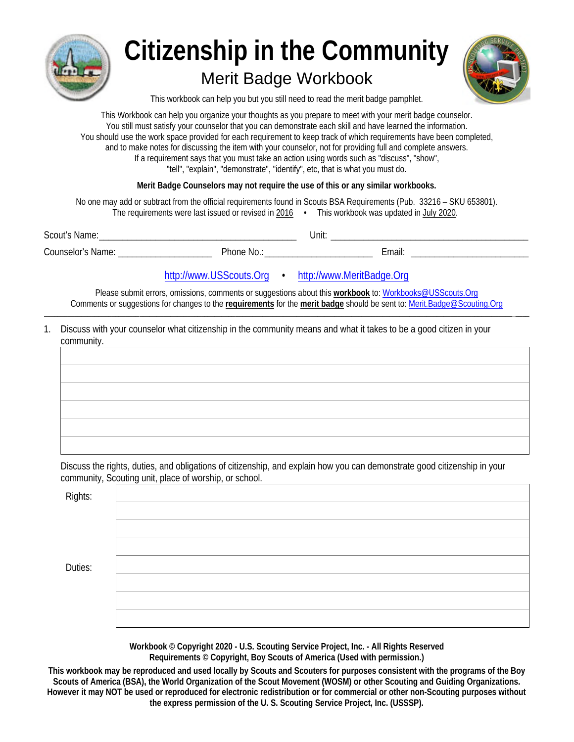# Citizenship in the Community

## Merit Badge Workbook

This workbook can help you but you still need to read the merit badge pamphlet.

This Workbook can help you organize your thoughts as you prepare to meet with your merit badge counselor.
You still must satisfy your counselor that you can demonstrate each skill and have learned the information.
You should use the work space provided for each requirement to keep track of which requirements have been completed, and to make notes for discussing the item with your counselor, not for providing full and complete answers.
If a requirement says that you must take an action using words such as "discuss", "show", "tell", "explain", "demonstrate", "identify", etc, that is what you must do.

**Merit Badge Counselors may not require the use of this or any similar workbooks.**

No one may add or subtract from the official requirements found in Scouts BSA Requirements (Pub. 33216 – SKU 653801).
The requirements were last issued or revised in 2016 • This workbook was updated in July 2020.

Scout's Name: ________________________________________ Unit: ________________________________________

Counselor's Name: ____________________ Phone No.: ______________________ Email: ________________________

http://www.USScouts.Org • http://www.MeritBadge.Org

Please submit errors, omissions, comments or suggestions about this **workbook** to: Workbooks@USScouts.Org
Comments or suggestions for changes to the **requirements** for the **merit badge** should be sent to: Merit.Badge@Scouting.Org

---

1. Discuss with your counselor what citizenship in the community means and what it takes to be a good citizen in your community.

   Discuss the rights, duties, and obligations of citizenship, and explain how you can demonstrate good citizenship in your community, Scouting unit, place of worship, or school.

   Rights:

   Duties:

**Workbook © Copyright 2020 - U.S. Scouting Service Project, Inc. - All Rights Reserved**
**Requirements © Copyright, Boy Scouts of America (Used with permission.)**

**This workbook may be reproduced and used locally by Scouts and Scouters for purposes consistent with the programs of the Boy Scouts of America (BSA), the World Organization of the Scout Movement (WOSM) or other Scouting and Guiding Organizations. However it may NOT be used or reproduced for electronic redistribution or for commercial or other non-Scouting purposes without the express permission of the U. S. Scouting Service Project, Inc. (USSSP).**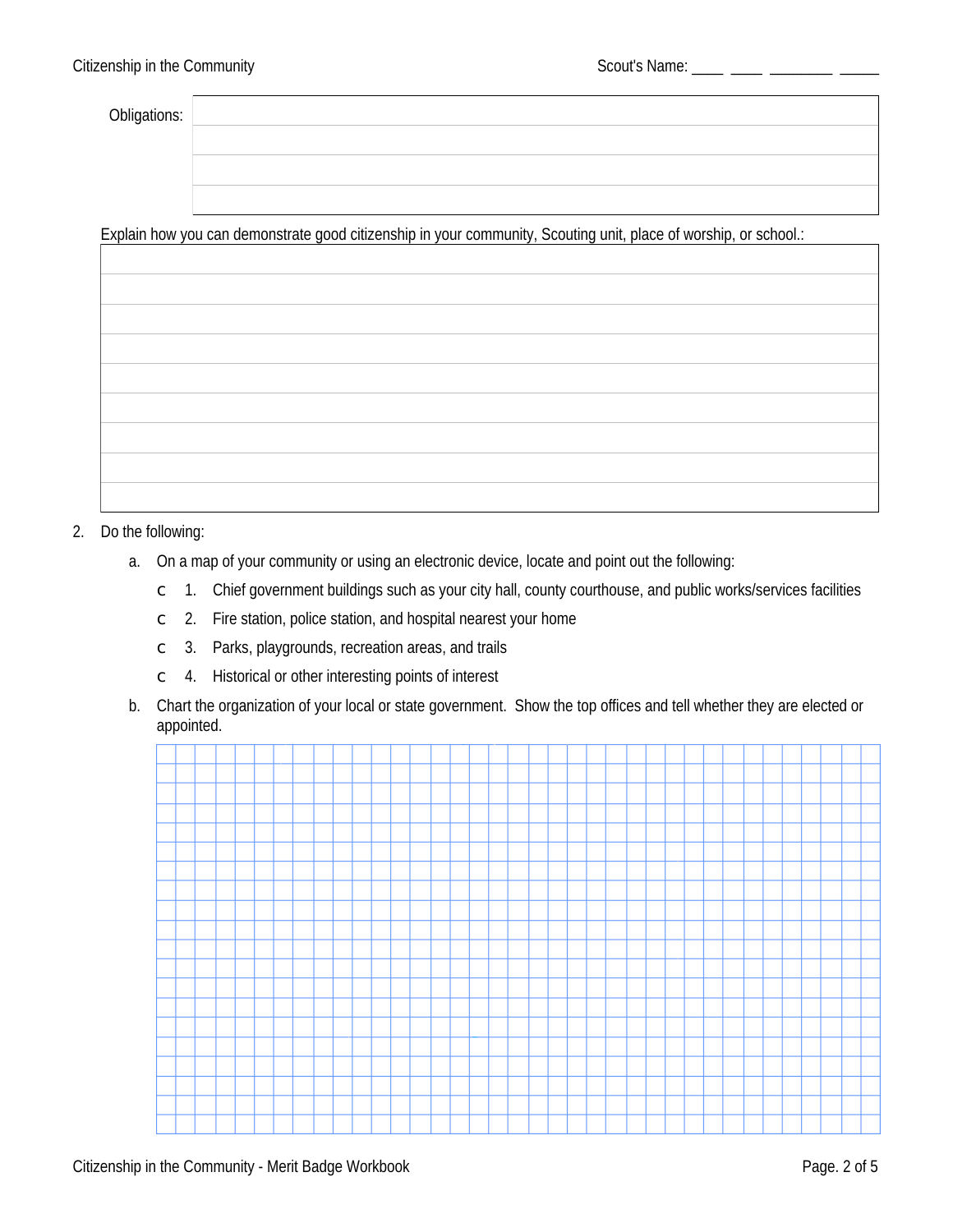Obligations:

| |
|---|
| |
| |
| |
| |

Explain how you can demonstrate good citizenship in your community, Scouting unit, place of worship, or school.:

| |
|---|
| |
| |
| |
| |
| |
| |
| |
| |
| |

2. Do the following:

   a. On a map of your community or using an electronic device, locate and point out the following:

      - ☐ 1. Chief government buildings such as your city hall, county courthouse, and public works/services facilities
      - ☐ 2. Fire station, police station, and hospital nearest your home
      - ☐ 3. Parks, playgrounds, recreation areas, and trails
      - ☐ 4. Historical or other interesting points of interest

   b. Chart the organization of your local or state government. Show the top offices and tell whether they are elected or appointed.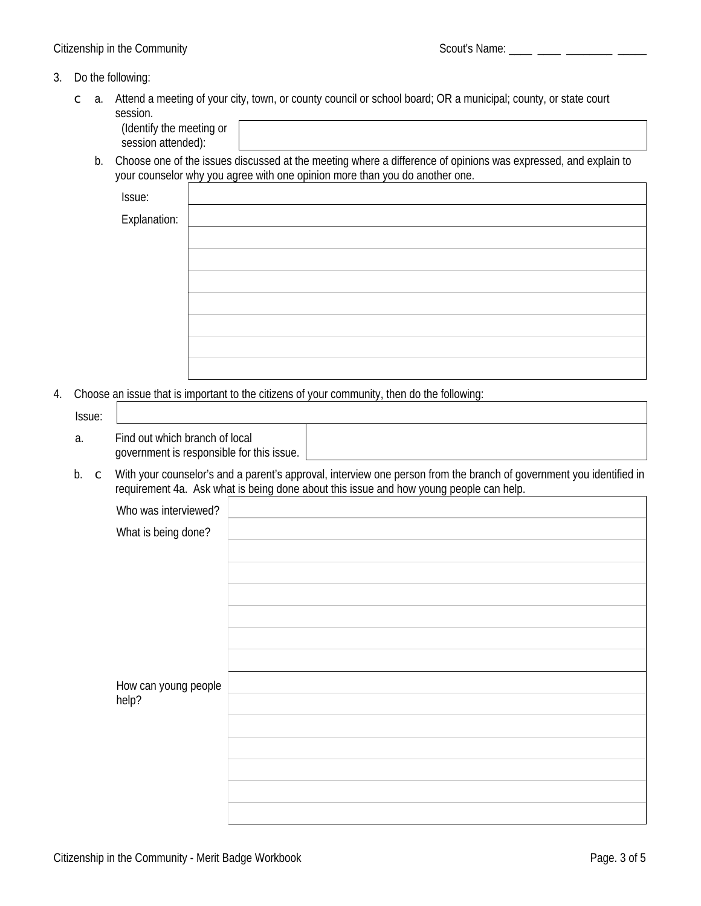3. Do the following:

   c a. Attend a meeting of your city, town, or county council or school board; OR a municipal; county, or state court session.

   (Identify the meeting or session attended):

   | |
   |---|
   | |

   b. Choose one of the issues discussed at the meeting where a difference of opinions was expressed, and explain to your counselor why you agree with one opinion more than you do another one.

   | | |
   |---|---|
   | Issue: | |
   | Explanation: | |
   | | |
   | | |
   | | |
   | | |
   | | |
   | | |
   | | |

4. Choose an issue that is important to the citizens of your community, then do the following:

   | | |
   |---|---|
   | Issue: | |

   a. Find out which branch of local government is responsible for this issue.

   | |
   |---|
   | |

   b. c With your counselor's and a parent's approval, interview one person from the branch of government you identified in requirement 4a. Ask what is being done about this issue and how young people can help.

   | | |
   |---|---|
   | Who was interviewed? | |
   | What is being done? | |
   | | |
   | | |
   | | |
   | | |
   | | |
   | | |
   | How can young people help? | |
   | | |
   | | |
   | | |
   | | |
   | | |
   | | |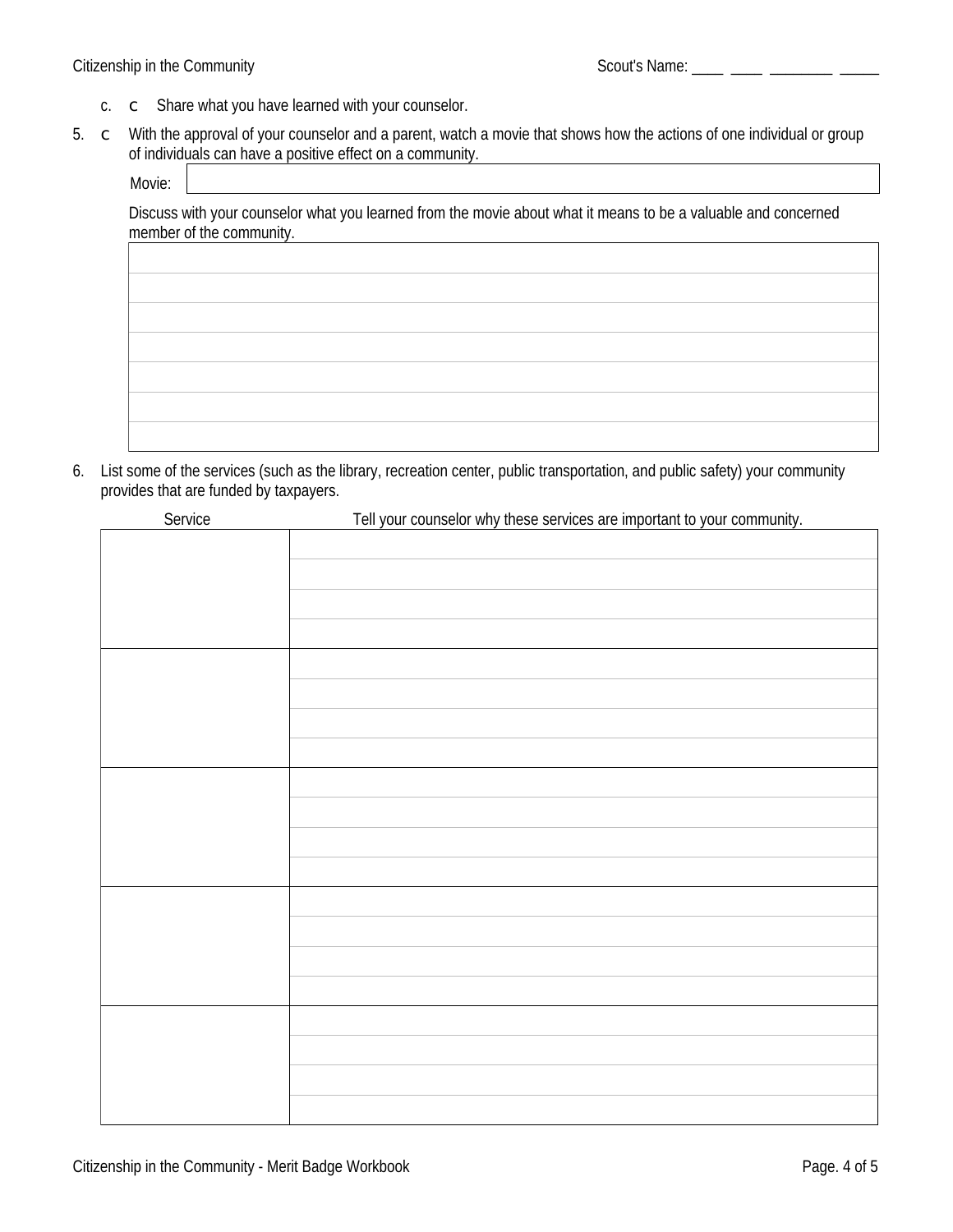c. ☐ Share what you have learned with your counselor.

5. ☐ With the approval of your counselor and a parent, watch a movie that shows how the actions of one individual or group of individuals can have a positive effect on a community.

Movie: 

Discuss with your counselor what you learned from the movie about what it means to be a valuable and concerned member of the community.

6. List some of the services (such as the library, recreation center, public transportation, and public safety) your community provides that are funded by taxpayers.

| Service | Tell your counselor why these services are important to your community. |
| --- | --- |
| | |
| | |
| | |
| | |
| | |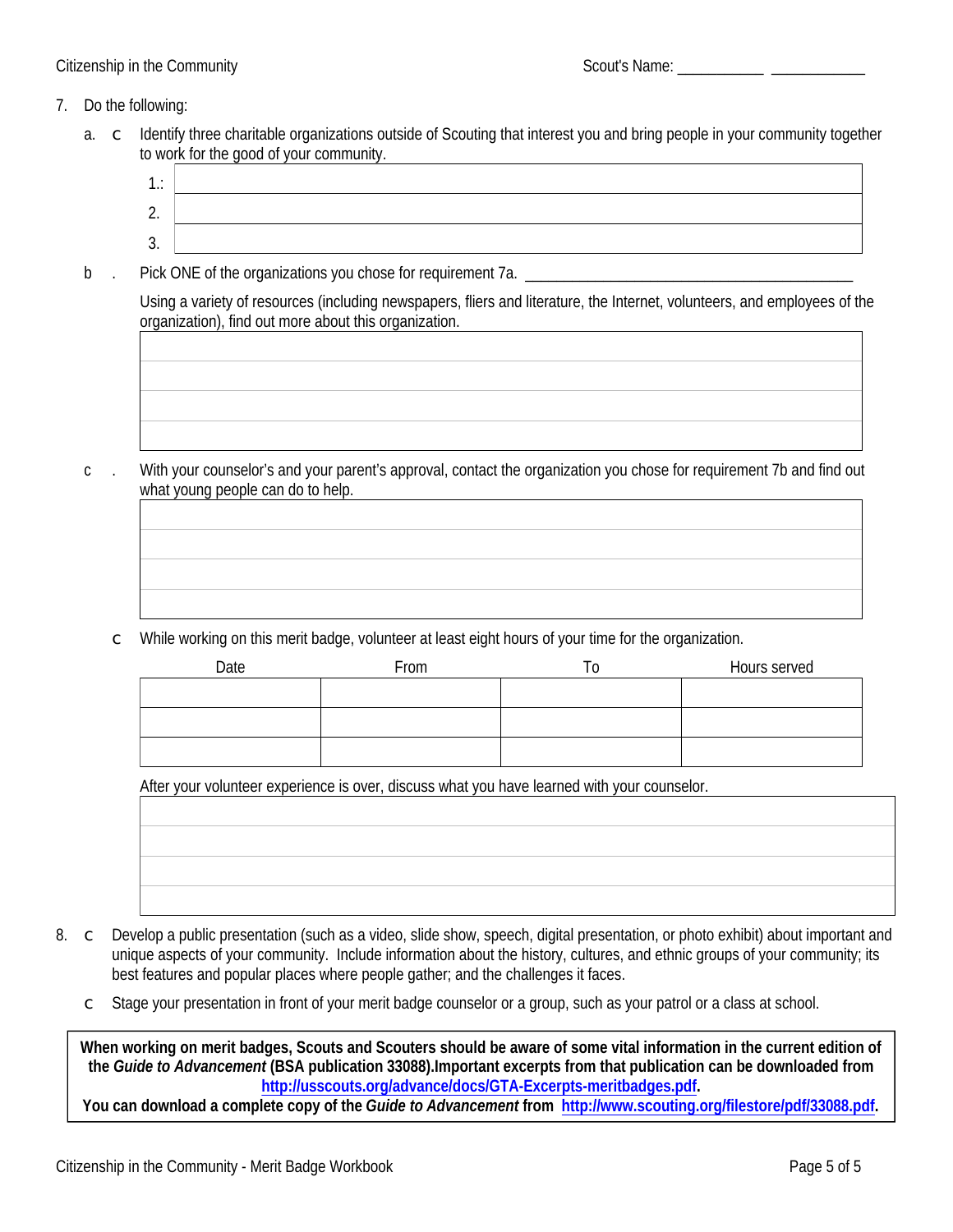Scout's Name: ___________ ____________

7. Do the following:

   a. ☐ Identify three charitable organizations outside of Scouting that interest you and bring people in your community together to work for the good of your community.

| | |
|---|---|
| 1.: | |
| 2. | |
| 3. | |

   b. Pick ONE of the organizations you chose for requirement 7a. ____________________________________________

      Using a variety of resources (including newspapers, fliers and literature, the Internet, volunteers, and employees of the organization), find out more about this organization.

   c. With your counselor's and your parent's approval, contact the organization you chose for requirement 7b and find out what young people can do to help.

      ☐ While working on this merit badge, volunteer at least eight hours of your time for the organization.

| Date | From | To | Hours served |
|---|---|---|---|
| | | | |
| | | | |
| | | | |

      After your volunteer experience is over, discuss what you have learned with your counselor.

8. ☐ Develop a public presentation (such as a video, slide show, speech, digital presentation, or photo exhibit) about important and unique aspects of your community. Include information about the history, cultures, and ethnic groups of your community; its best features and popular places where people gather; and the challenges it faces.

   ☐ Stage your presentation in front of your merit badge counselor or a group, such as your patrol or a class at school.

**When working on merit badges, Scouts and Scouters should be aware of some vital information in the current edition of the *Guide to Advancement* (BSA publication 33088).Important excerpts from that publication can be downloaded from http://usscouts.org/advance/docs/GTA-Excerpts-meritbadges.pdf.**
**You can download a complete copy of the *Guide to Advancement* from http://www.scouting.org/filestore/pdf/33088.pdf.**